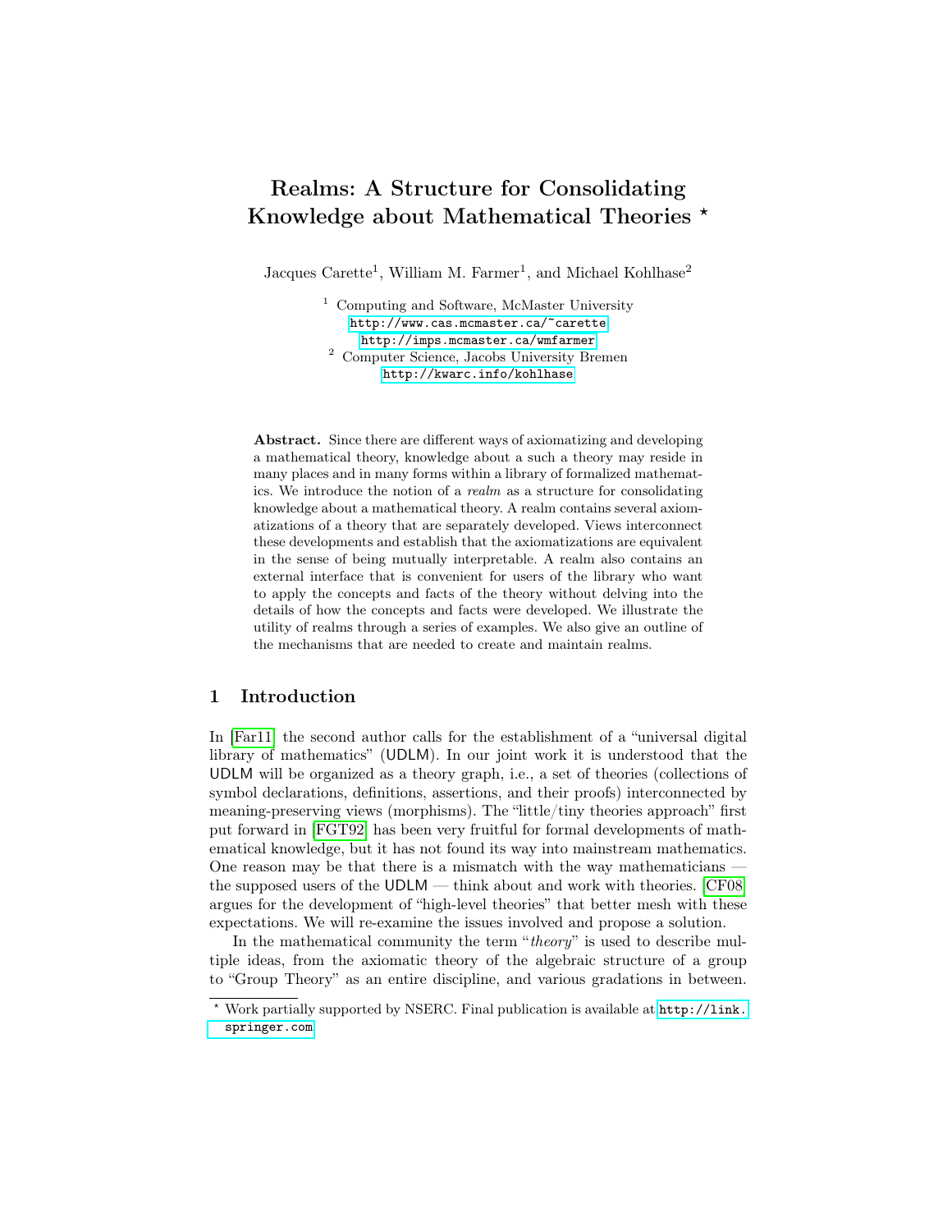# Realms: A Structure for Consolidating Knowledge about Mathematical Theories *

Jacques Carette[1], William M. Farmer[1], and Michael Kohlhase[2]

[1] Computing and Software, McMaster University
http://www.cas.mcmaster.ca/~carette
http://imps.mcmaster.ca/wmfarmer
[2] Computer Science, Jacobs University Bremen
http://kwarc.info/kohlhase

**Abstract.** Since there are different ways of axiomatizing and developing a mathematical theory, knowledge about a such a theory may reside in many places and in many forms within a library of formalized mathematics. We introduce the notion of a *realm* as a structure for consolidating knowledge about a mathematical theory. A realm contains several axiomatizations of a theory that are separately developed. Views interconnect these developments and establish that the axiomatizations are equivalent in the sense of being mutually interpretable. A realm also contains an external interface that is convenient for users of the library who want to apply the concepts and facts of the theory without delving into the details of how the concepts and facts were developed. We illustrate the utility of realms through a series of examples. We also give an outline of the mechanisms that are needed to create and maintain realms.

## 1 Introduction

In [Far11] the second author calls for the establishment of a "universal digital library of mathematics" (UDLM). In our joint work it is understood that the UDLM will be organized as a theory graph, i.e., a set of theories (collections of symbol declarations, definitions, assertions, and their proofs) interconnected by meaning-preserving views (morphisms). The "little/tiny theories approach" first put forward in [FGT92] has been very fruitful for formal developments of mathematical knowledge, but it has not found its way into mainstream mathematics. One reason may be that there is a mismatch with the way mathematicians — the supposed users of the UDLM — think about and work with theories. [CF08] argues for the development of "high-level theories" that better mesh with these expectations. We will re-examine the issues involved and propose a solution.

In the mathematical community the term "*theory*" is used to describe multiple ideas, from the axiomatic theory of the algebraic structure of a group to "Group Theory" as an entire discipline, and various gradations in between.

* Work partially supported by NSERC. Final publication is available at http://link.springer.com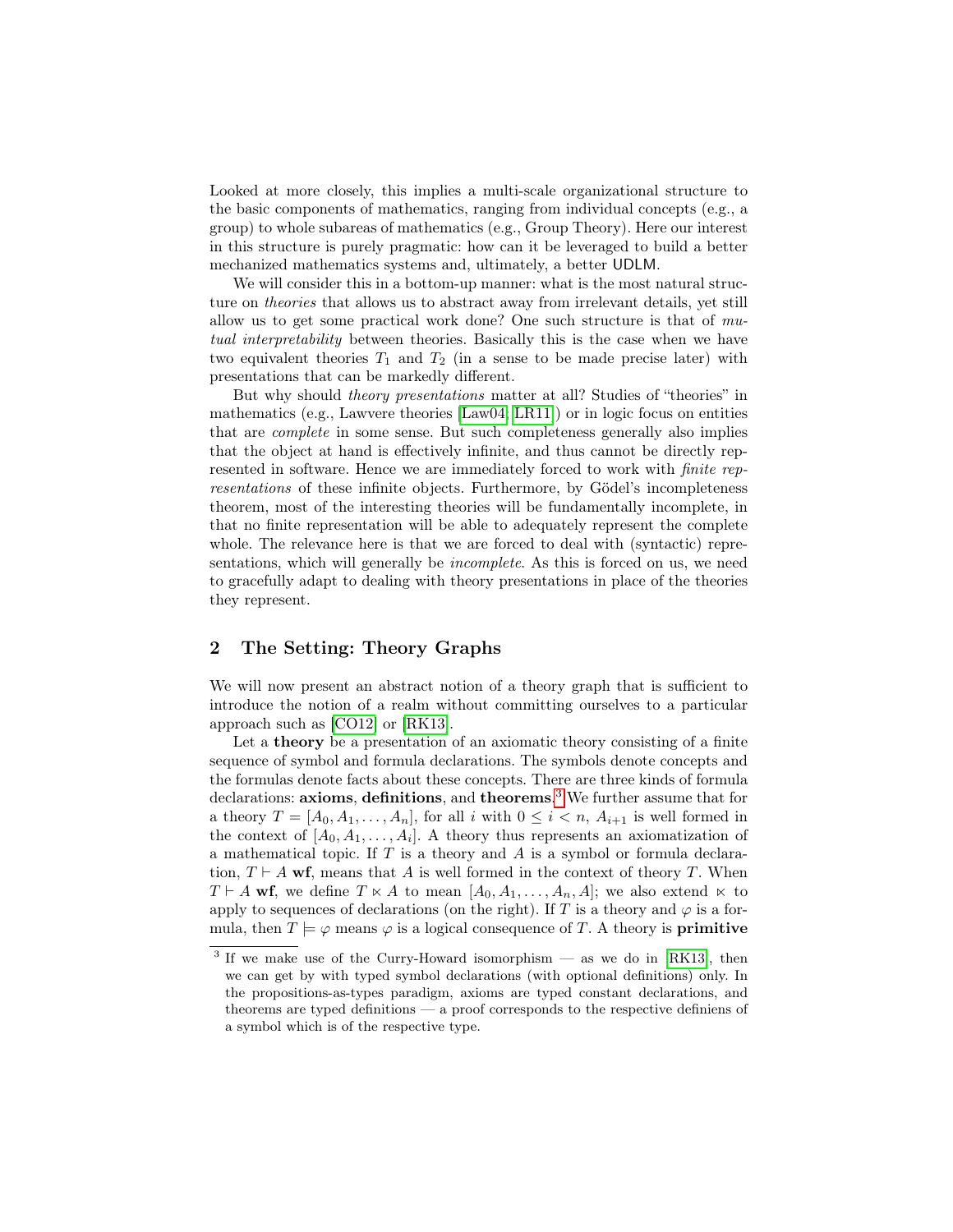Looked at more closely, this implies a multi-scale organizational structure to the basic components of mathematics, ranging from individual concepts (e.g., a group) to whole subareas of mathematics (e.g., Group Theory). Here our interest in this structure is purely pragmatic: how can it be leveraged to build a better mechanized mathematics systems and, ultimately, a better UDLM.

We will consider this in a bottom-up manner: what is the most natural structure on *theories* that allows us to abstract away from irrelevant details, yet still allow us to get some practical work done? One such structure is that of *mutual interpretability* between theories. Basically this is the case when we have two equivalent theories $T_1$ and $T_2$ (in a sense to be made precise later) with presentations that can be markedly different.

But why should *theory presentations* matter at all? Studies of "theories" in mathematics (e.g., Lawvere theories [Law04; LR11]) or in logic focus on entities that are *complete* in some sense. But such completeness generally also implies that the object at hand is effectively infinite, and thus cannot be directly represented in software. Hence we are immediately forced to work with *finite representations* of these infinite objects. Furthermore, by Gödel's incompleteness theorem, most of the interesting theories will be fundamentally incomplete, in that no finite representation will be able to adequately represent the complete whole. The relevance here is that we are forced to deal with (syntactic) representations, which will generally be *incomplete*. As this is forced on us, we need to gracefully adapt to dealing with theory presentations in place of the theories they represent.

## 2 The Setting: Theory Graphs

We will now present an abstract notion of a theory graph that is sufficient to introduce the notion of a realm without committing ourselves to a particular approach such as [CO12] or [RK13].

Let a **theory** be a presentation of an axiomatic theory consisting of a finite sequence of symbol and formula declarations. The symbols denote concepts and the formulas denote facts about these concepts. There are three kinds of formula declarations: **axioms**, **definitions**, and **theorems**.[3] We further assume that for a theory $T = [A_0, A_1, \ldots, A_n]$, for all $i$ with $0 \leq i < n$, $A_{i+1}$ is well formed in the context of $[A_0, A_1, \ldots, A_i]$. A theory thus represents an axiomatization of a mathematical topic. If $T$ is a theory and $A$ is a symbol or formula declaration, $T \vdash A$ **wf**, means that $A$ is well formed in the context of theory $T$. When $T \vdash A$ **wf**, we define $T \ltimes A$ to mean $[A_0, A_1, \ldots, A_n, A]$; we also extend $\ltimes$ to apply to sequences of declarations (on the right). If $T$ is a theory and $\varphi$ is a formula, then $T \models \varphi$ means $\varphi$ is a logical consequence of $T$. A theory is **primitive**

[3] If we make use of the Curry-Howard isomorphism — as we do in [RK13], then we can get by with typed symbol declarations (with optional definitions) only. In the propositions-as-types paradigm, axioms are typed constant declarations, and theorems are typed definitions — a proof corresponds to the respective definiens of a symbol which is of the respective type.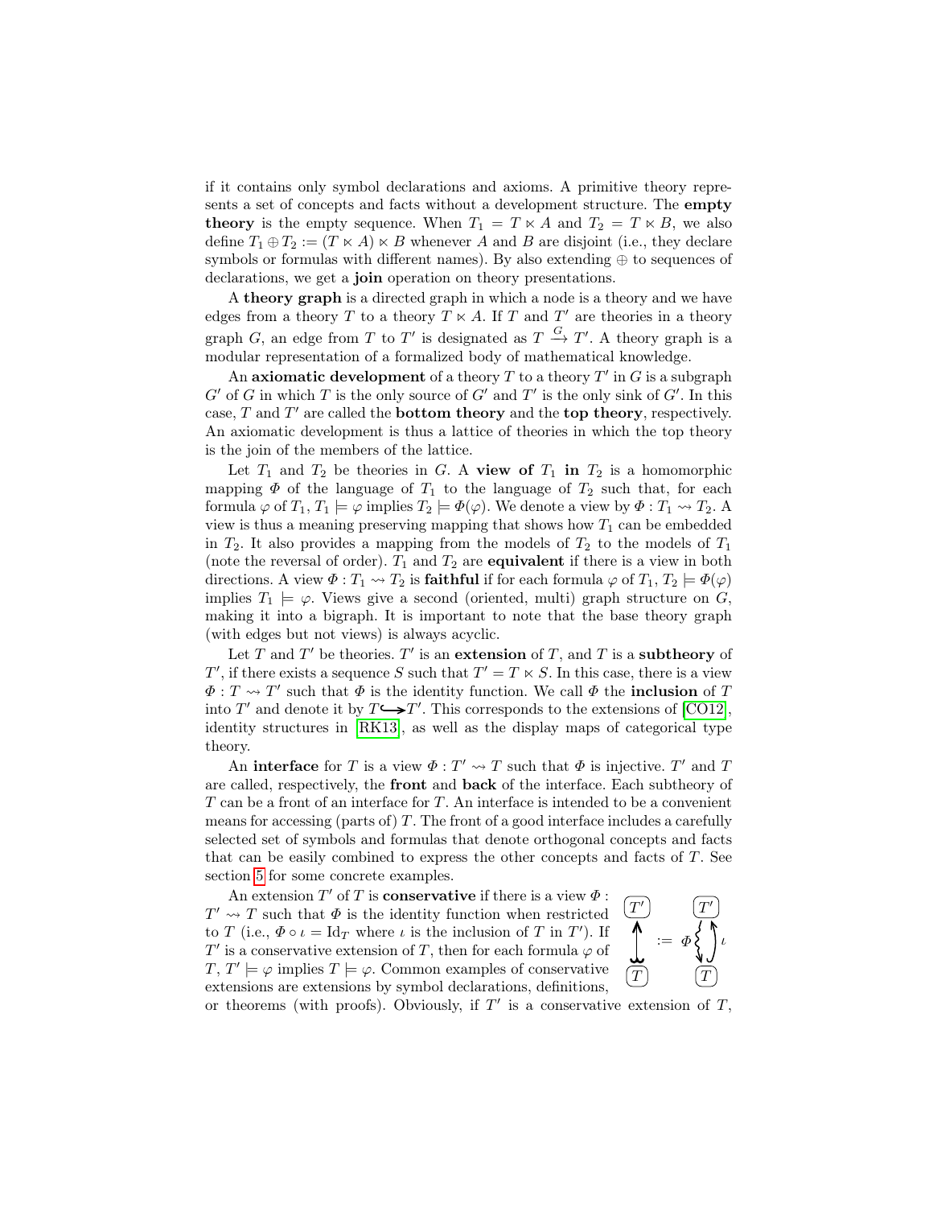if it contains only symbol declarations and axioms. A primitive theory represents a set of concepts and facts without a development structure. The **empty theory** is the empty sequence. When $T_1 = T \ltimes A$ and $T_2 = T \ltimes B$, we also define $T_1 \oplus T_2 := (T \ltimes A) \ltimes B$ whenever $A$ and $B$ are disjoint (i.e., they declare symbols or formulas with different names). By also extending $\oplus$ to sequences of declarations, we get a **join** operation on theory presentations.

A **theory graph** is a directed graph in which a node is a theory and we have edges from a theory $T$ to a theory $T \ltimes A$. If $T$ and $T'$ are theories in a theory graph $G$, an edge from $T$ to $T'$ is designated as $T \xrightarrow{G} T'$. A theory graph is a modular representation of a formalized body of mathematical knowledge.

An **axiomatic development** of a theory $T$ to a theory $T'$ in $G$ is a subgraph $G'$ of $G$ in which $T$ is the only source of $G'$ and $T'$ is the only sink of $G'$. In this case, $T$ and $T'$ are called the **bottom theory** and the **top theory**, respectively. An axiomatic development is thus a lattice of theories in which the top theory is the join of the members of the lattice.

Let $T_1$ and $T_2$ be theories in $G$. A **view of** $T_1$ **in** $T_2$ is a homomorphic mapping $\Phi$ of the language of $T_1$ to the language of $T_2$ such that, for each formula $\varphi$ of $T_1$, $T_1 \models \varphi$ implies $T_2 \models \Phi(\varphi)$. We denote a view by $\Phi : T_1 \rightsquigarrow T_2$. A view is thus a meaning preserving mapping that shows how $T_1$ can be embedded in $T_2$. It also provides a mapping from the models of $T_2$ to the models of $T_1$ (note the reversal of order). $T_1$ and $T_2$ are **equivalent** if there is a view in both directions. A view $\Phi : T_1 \rightsquigarrow T_2$ is **faithful** if for each formula $\varphi$ of $T_1$, $T_2 \models \Phi(\varphi)$ implies $T_1 \models \varphi$. Views give a second (oriented, multi) graph structure on $G$, making it into a bigraph. It is important to note that the base theory graph (with edges but not views) is always acyclic.

Let $T$ and $T'$ be theories. $T'$ is an **extension** of $T$, and $T$ is a **subtheory** of $T'$, if there exists a sequence $S$ such that $T' = T \ltimes S$. In this case, there is a view $\Phi : T \rightsquigarrow T'$ such that $\Phi$ is the identity function. We call $\Phi$ the **inclusion** of $T$ into $T'$ and denote it by $T \hookrightarrow T'$. This corresponds to the extensions of [CO12], identity structures in [RK13], as well as the display maps of categorical type theory.

An **interface** for $T$ is a view $\Phi : T' \rightsquigarrow T$ such that $\Phi$ is injective. $T'$ and $T$ are called, respectively, the **front** and **back** of the interface. Each subtheory of $T$ can be a front of an interface for $T$. An interface is intended to be a convenient means for accessing (parts of) $T$. The front of a good interface includes a carefully selected set of symbols and formulas that denote orthogonal concepts and facts that can be easily combined to express the other concepts and facts of $T$. See section 5 for some concrete examples.

An extension $T'$ of $T$ is **conservative** if there is a view $\Phi : T' \rightsquigarrow T$ such that $\Phi$ is the identity function when restricted to $T$ (i.e., $\Phi \circ \iota = \mathrm{Id}_T$ where $\iota$ is the inclusion of $T$ in $T'$). If $T'$ is a conservative extension of $T$, then for each formula $\varphi$ of $T$, $T' \models \varphi$ implies $T \models \varphi$. Common examples of conservative extensions are extensions by symbol declarations, definitions, or theorems (with proofs). Obviously, if $T'$ is a conservative extension of $T$,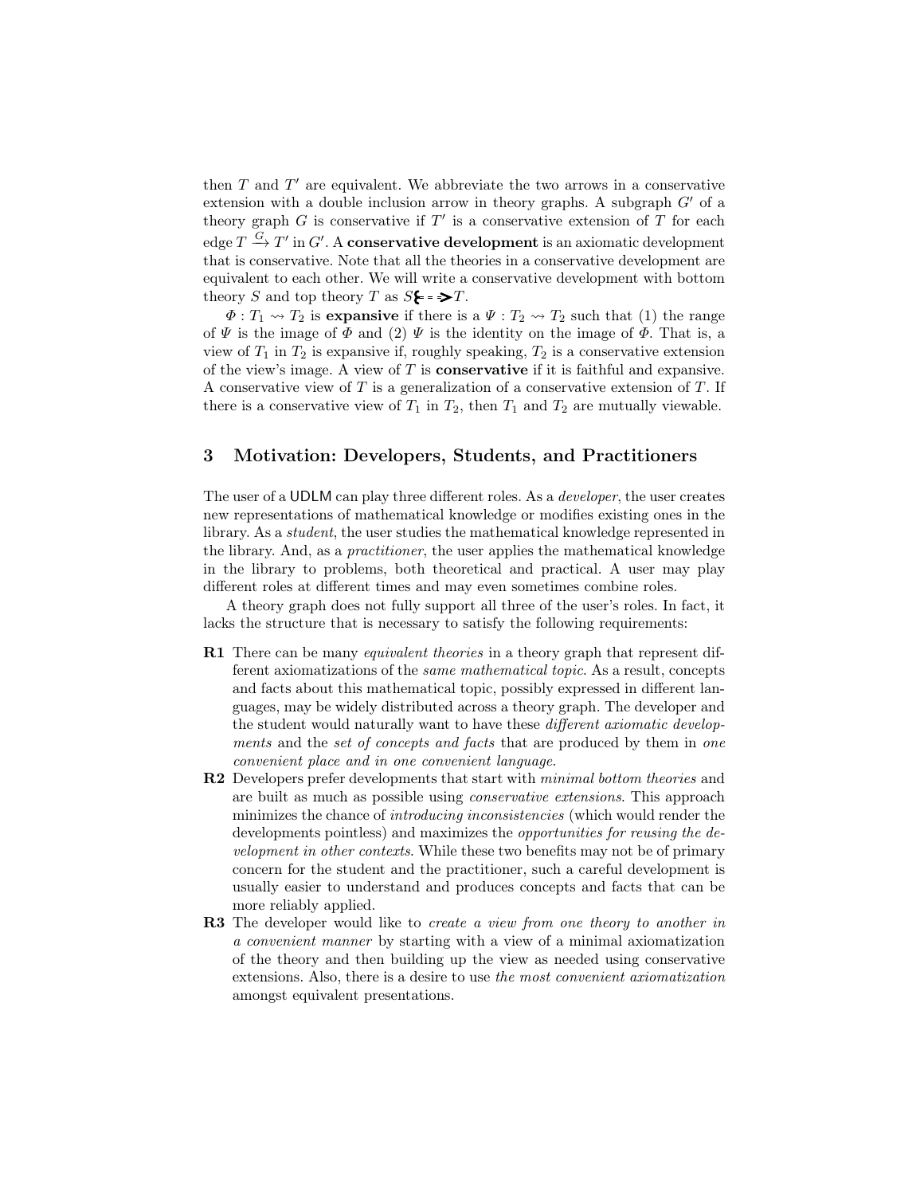then $T$ and $T'$ are equivalent. We abbreviate the two arrows in a conservative extension with a double inclusion arrow in theory graphs. A subgraph $G'$ of a theory graph $G$ is conservative if $T'$ is a conservative extension of $T$ for each edge $T \xrightarrow{G} T'$ in $G'$. A **conservative development** is an axiomatic development that is conservative. Note that all the theories in a conservative development are equivalent to each other. We will write a conservative development with bottom theory $S$ and top theory $T$ as $S \hookleftarrow\!\!\dashrightarrow T$.

$\Phi : T_1 \rightsquigarrow T_2$ is **expansive** if there is a $\Psi : T_2 \rightsquigarrow T_2$ such that (1) the range of $\Psi$ is the image of $\Phi$ and (2) $\Psi$ is the identity on the image of $\Phi$. That is, a view of $T_1$ in $T_2$ is expansive if, roughly speaking, $T_2$ is a conservative extension of the view's image. A view of $T$ is **conservative** if it is faithful and expansive. A conservative view of $T$ is a generalization of a conservative extension of $T$. If there is a conservative view of $T_1$ in $T_2$, then $T_1$ and $T_2$ are mutually viewable.

## 3 Motivation: Developers, Students, and Practitioners

The user of a UDLM can play three different roles. As a *developer*, the user creates new representations of mathematical knowledge or modifies existing ones in the library. As a *student*, the user studies the mathematical knowledge represented in the library. And, as a *practitioner*, the user applies the mathematical knowledge in the library to problems, both theoretical and practical. A user may play different roles at different times and may even sometimes combine roles.

A theory graph does not fully support all three of the user's roles. In fact, it lacks the structure that is necessary to satisfy the following requirements:

- **R1** There can be many *equivalent theories* in a theory graph that represent different axiomatizations of the *same mathematical topic*. As a result, concepts and facts about this mathematical topic, possibly expressed in different languages, may be widely distributed across a theory graph. The developer and the student would naturally want to have these *different axiomatic developments* and the *set of concepts and facts* that are produced by them in *one convenient place and in one convenient language*.
- **R2** Developers prefer developments that start with *minimal bottom theories* and are built as much as possible using *conservative extensions*. This approach minimizes the chance of *introducing inconsistencies* (which would render the developments pointless) and maximizes the *opportunities for reusing the development in other contexts*. While these two benefits may not be of primary concern for the student and the practitioner, such a careful development is usually easier to understand and produces concepts and facts that can be more reliably applied.
- **R3** The developer would like to *create a view from one theory to another in a convenient manner* by starting with a view of a minimal axiomatization of the theory and then building up the view as needed using conservative extensions. Also, there is a desire to use *the most convenient axiomatization* amongst equivalent presentations.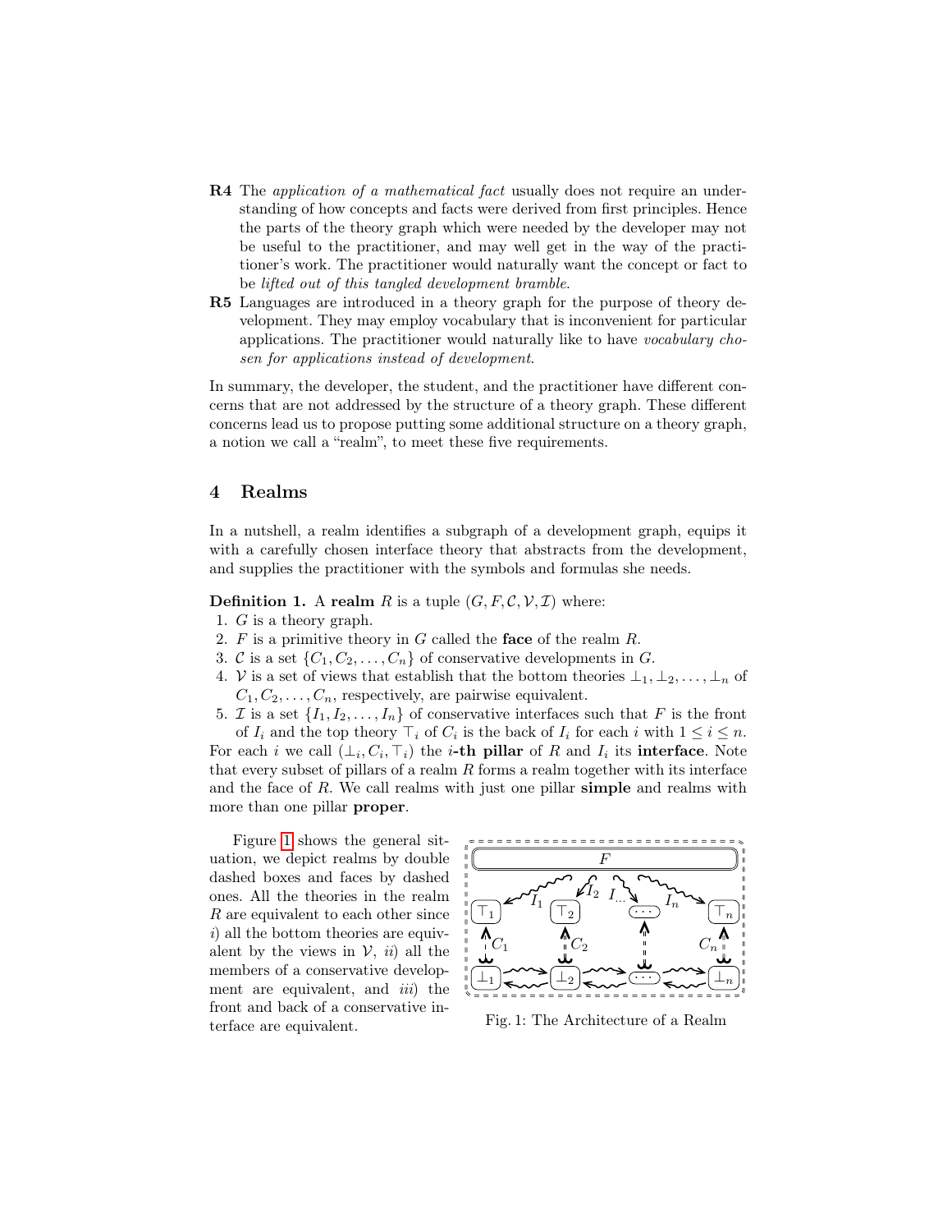**R4** The *application of a mathematical fact* usually does not require an understanding of how concepts and facts were derived from first principles. Hence the parts of the theory graph which were needed by the developer may not be useful to the practitioner, and may well get in the way of the practitioner's work. The practitioner would naturally want the concept or fact to be *lifted out of this tangled development bramble*.

**R5** Languages are introduced in a theory graph for the purpose of theory development. They may employ vocabulary that is inconvenient for particular applications. The practitioner would naturally like to have *vocabulary chosen for applications instead of development*.

In summary, the developer, the student, and the practitioner have different concerns that are not addressed by the structure of a theory graph. These different concerns lead us to propose putting some additional structure on a theory graph, a notion we call a "realm", to meet these five requirements.

## 4 Realms

In a nutshell, a realm identifies a subgraph of a development graph, equips it with a carefully chosen interface theory that abstracts from the development, and supplies the practitioner with the symbols and formulas she needs.

**Definition 1.** A **realm** $R$ is a tuple $(G, F, \mathcal{C}, \mathcal{V}, \mathcal{I})$ where:

1. $G$ is a theory graph.
2. $F$ is a primitive theory in $G$ called the **face** of the realm $R$.
3. $\mathcal{C}$ is a set $\{C_1, C_2, \ldots, C_n\}$ of conservative developments in $G$.
4. $\mathcal{V}$ is a set of views that establish that the bottom theories $\bot_1, \bot_2, \ldots, \bot_n$ of $C_1, C_2, \ldots, C_n$, respectively, are pairwise equivalent.
5. $\mathcal{I}$ is a set $\{I_1, I_2, \ldots, I_n\}$ of conservative interfaces such that $F$ is the front of $I_i$ and the top theory $\top_i$ of $C_i$ is the back of $I_i$ for each $i$ with $1 \leq i \leq n$.

For each $i$ we call $(\bot_i, C_i, \top_i)$ the $i$**-th pillar** of $R$ and $I_i$ its **interface**. Note that every subset of pillars of a realm $R$ forms a realm together with its interface and the face of $R$. We call realms with just one pillar **simple** and realms with more than one pillar **proper**.

Figure 1 shows the general situation, we depict realms by double dashed boxes and faces by dashed ones. All the theories in the realm $R$ are equivalent to each other since *i*) all the bottom theories are equivalent by the views in $\mathcal{V}$, *ii*) all the members of a conservative development are equivalent, and *iii*) the front and back of a conservative interface are equivalent.

Fig. 1: The Architecture of a Realm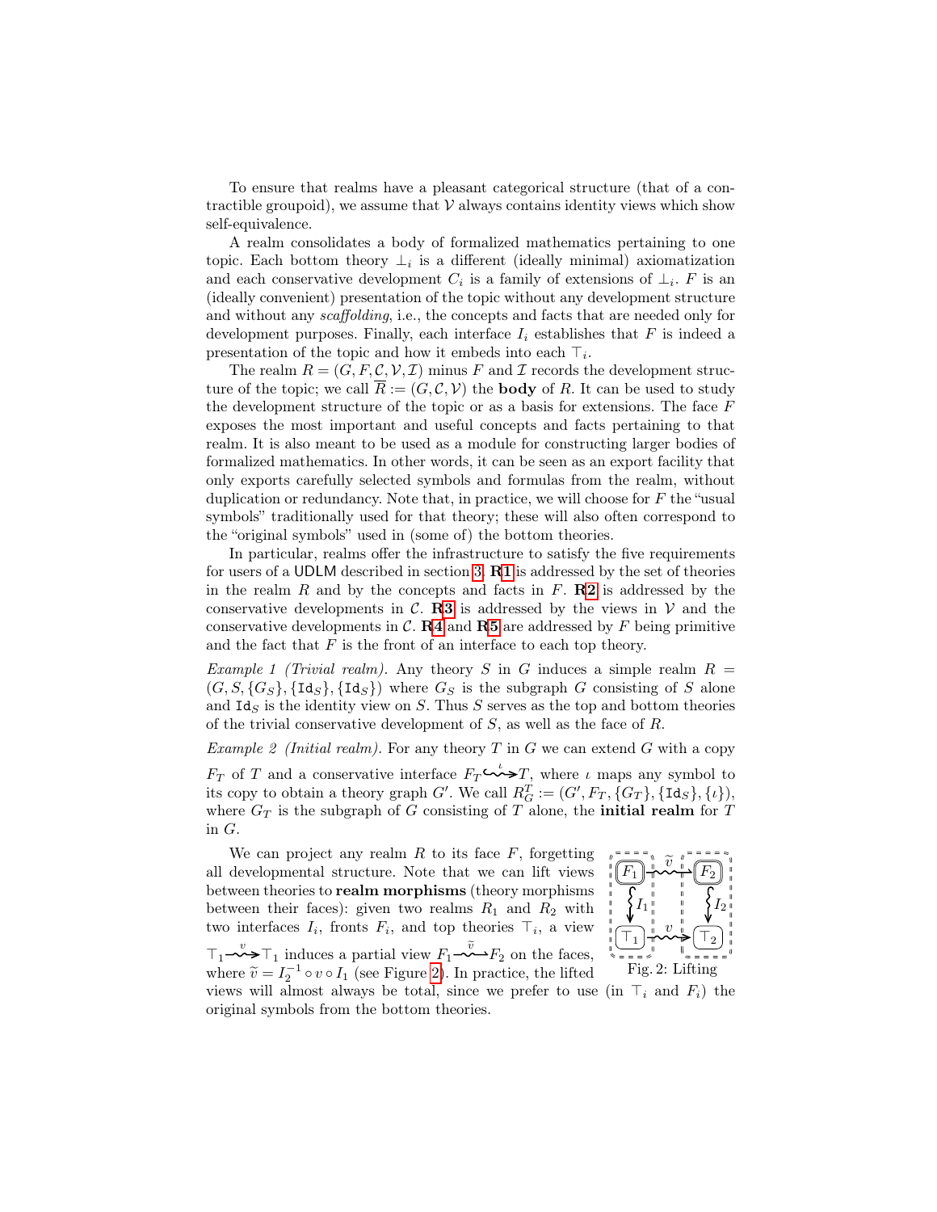To ensure that realms have a pleasant categorical structure (that of a contractible groupoid), we assume that $\mathcal{V}$ always contains identity views which show self-equivalence.

A realm consolidates a body of formalized mathematics pertaining to one topic. Each bottom theory $\bot_i$ is a different (ideally minimal) axiomatization and each conservative development $C_i$ is a family of extensions of $\bot_i$. $F$ is an (ideally convenient) presentation of the topic without any development structure and without any *scaffolding*, i.e., the concepts and facts that are needed only for development purposes. Finally, each interface $I_i$ establishes that $F$ is indeed a presentation of the topic and how it embeds into each $\top_i$.

The realm $R = (G, F, \mathcal{C}, \mathcal{V}, \mathcal{I})$ minus $F$ and $\mathcal{I}$ records the development structure of the topic; we call $\overline{R} := (G, \mathcal{C}, \mathcal{V})$ the **body** of $R$. It can be used to study the development structure of the topic or as a basis for extensions. The face $F$ exposes the most important and useful concepts and facts pertaining to that realm. It is also meant to be used as a module for constructing larger bodies of formalized mathematics. In other words, it can be seen as an export facility that only exports carefully selected symbols and formulas from the realm, without duplication or redundancy. Note that, in practice, we will choose for $F$ the "usual symbols" traditionally used for that theory; these will also often correspond to the "original symbols" used in (some of) the bottom theories.

In particular, realms offer the infrastructure to satisfy the five requirements for users of a UDLM described in section 3. **R1** is addressed by the set of theories in the realm $R$ and by the concepts and facts in $F$. **R2** is addressed by the conservative developments in $\mathcal{C}$. **R3** is addressed by the views in $\mathcal{V}$ and the conservative developments in $\mathcal{C}$. **R4** and **R5** are addressed by $F$ being primitive and the fact that $F$ is the front of an interface to each top theory.

*Example 1 (Trivial realm).* Any theory $S$ in $G$ induces a simple realm $R = (G, S, \{G_S\}, \{\mathtt{Id}_S\}, \{\mathtt{Id}_S\})$ where $G_S$ is the subgraph $G$ consisting of $S$ alone and $\mathtt{Id}_S$ is the identity view on $S$. Thus $S$ serves as the top and bottom theories of the trivial conservative development of $S$, as well as the face of $R$.

*Example 2 (Initial realm).* For any theory $T$ in $G$ we can extend $G$ with a copy $F_T$ of $T$ and a conservative interface $F_T \overset{\iota}{\hookrightarrow} T$, where $\iota$ maps any symbol to its copy to obtain a theory graph $G'$. We call $R^T_G := (G', F_T, \{G_T\}, \{\mathtt{Id}_S\}, \{\iota\})$, where $G_T$ is the subgraph of $G$ consisting of $T$ alone, the **initial realm** for $T$ in $G$.

We can project any realm $R$ to its face $F$, forgetting all developmental structure. Note that we can lift views between theories to **realm morphisms** (theory morphisms between their faces): given two realms $R_1$ and $R_2$ with two interfaces $I_i$, fronts $F_i$, and top theories $\top_i$, a view $\top_1 \overset{v}{\rightsquigarrow} \top_1$ induces a partial view $F_1 \overset{\widetilde{v}}{\rightsquigarrow} F_2$ on the faces, where $\widetilde{v} = I_2^{-1} \circ v \circ I_1$ (see Figure 2). In practice, the lifted views will almost always be total, since we prefer to use (in $\top_i$ and $F_i$) the original symbols from the bottom theories.

Fig. 2: Lifting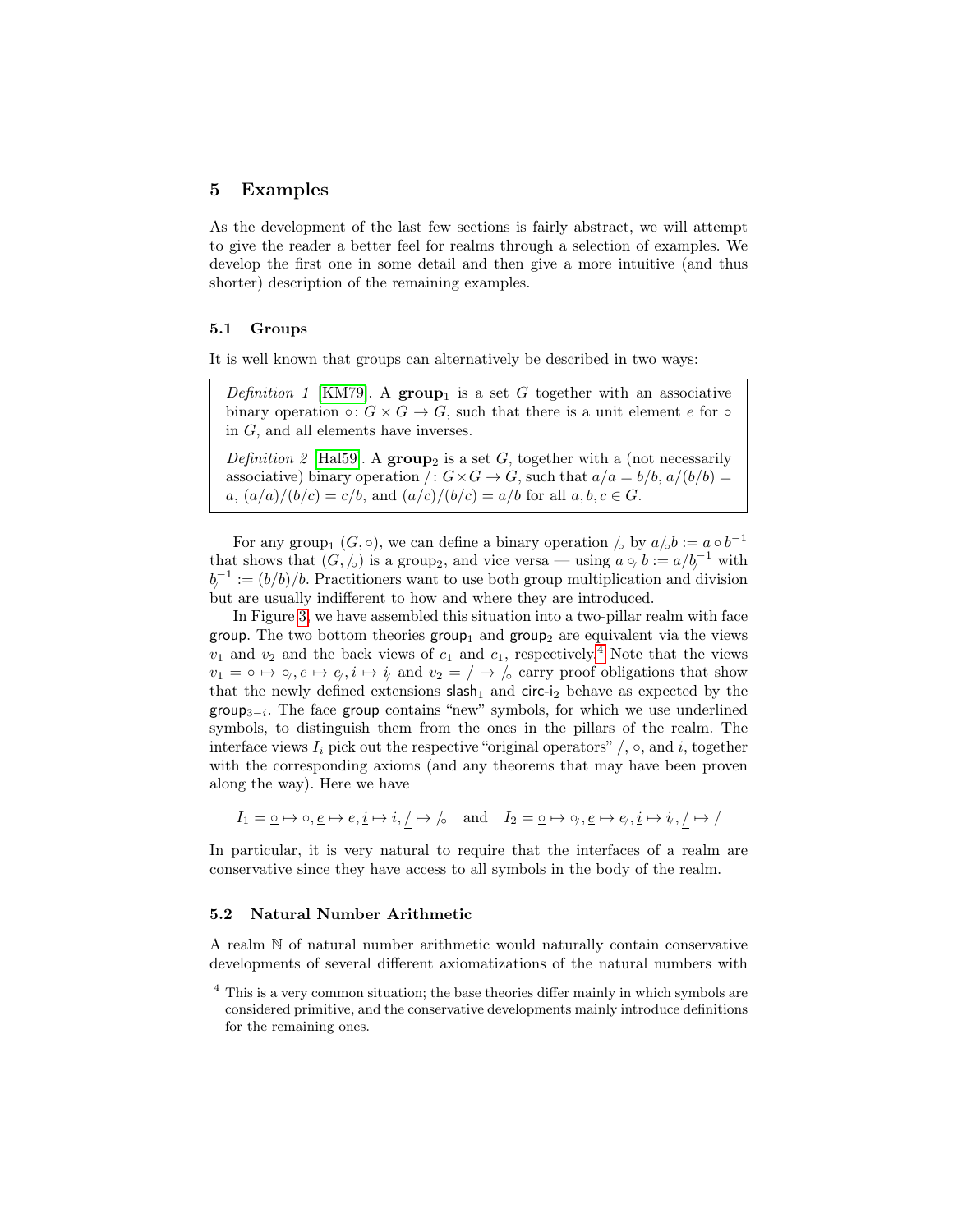## 5 Examples

As the development of the last few sections is fairly abstract, we will attempt to give the reader a better feel for realms through a selection of examples. We develop the first one in some detail and then give a more intuitive (and thus shorter) description of the remaining examples.

### 5.1 Groups

It is well known that groups can alternatively be described in two ways:

> *Definition 1* [KM79]. A **group**$_1$ is a set $G$ together with an associative binary operation $\circ\colon G \times G \to G$, such that there is a unit element $e$ for $\circ$ in $G$, and all elements have inverses.
>
> *Definition 2* [Hal59]. A **group**$_2$ is a set $G$, together with a (not necessarily associative) binary operation $/\colon G \times G \to G$, such that $a/a = b/b$, $a/(b/b) = a$, $(a/a)/(b/c) = c/b$, and $(a/c)/(b/c) = a/b$ for all $a, b, c \in G$.

For any group$_1$ $(G, \circ)$, we can define a binary operation $/_\circ$ by $a/_\circ b := a \circ b^{-1}$ that shows that $(G, /_\circ)$ is a group$_2$, and vice versa — using $a \circ_/ b := a/b_/^{-1}$ with $b_/^{-1} := (b/b)/b$. Practitioners want to use both group multiplication and division but are usually indifferent to how and where they are introduced.

In Figure 3, we have assembled this situation into a two-pillar realm with face group. The two bottom theories group$_1$ and group$_2$ are equivalent via the views $v_1$ and $v_2$ and the back views of $c_1$ and $c_1$, respectively.[4] Note that the views $v_1 = \circ \mapsto \circ_/, e \mapsto e_/, i \mapsto i_/$ and $v_2 = / \mapsto /_\circ$ carry proof obligations that show that the newly defined extensions slash$_1$ and circ-i$_2$ behave as expected by the group$_{3-i}$. The face group contains "new" symbols, for which we use underlined symbols, to distinguish them from the ones in the pillars of the realm. The interface views $I_i$ pick out the respective "original operators" $/$, $\circ$, and $i$, together with the corresponding axioms (and any theorems that may have been proven along the way). Here we have

$$I_1 = \underline{\circ} \mapsto \circ, \underline{e} \mapsto e, \underline{i} \mapsto i, \underline{/} \mapsto /_\circ \quad \text{and} \quad I_2 = \underline{\circ} \mapsto \circ_/, \underline{e} \mapsto e_/, \underline{i} \mapsto i_/, \underline{/} \mapsto /$$

In particular, it is very natural to require that the interfaces of a realm are conservative since they have access to all symbols in the body of the realm.

### 5.2 Natural Number Arithmetic

A realm $\mathbb{N}$ of natural number arithmetic would naturally contain conservative developments of several different axiomatizations of the natural numbers with

[4] This is a very common situation; the base theories differ mainly in which symbols are considered primitive, and the conservative developments mainly introduce definitions for the remaining ones.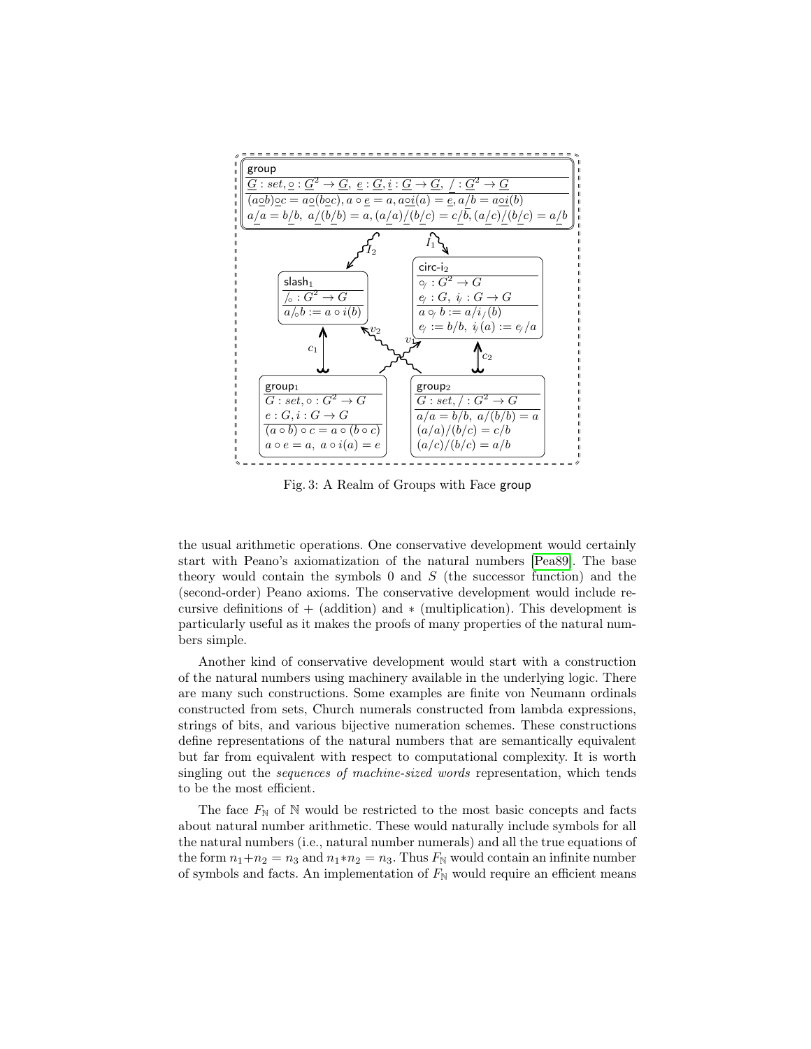Fig. 3: A Realm of Groups with Face group

the usual arithmetic operations. One conservative development would certainly start with Peano's axiomatization of the natural numbers [Pea89]. The base theory would contain the symbols 0 and $S$ (the successor function) and the (second-order) Peano axioms. The conservative development would include recursive definitions of $+$ (addition) and $*$ (multiplication). This development is particularly useful as it makes the proofs of many properties of the natural numbers simple.

Another kind of conservative development would start with a construction of the natural numbers using machinery available in the underlying logic. There are many such constructions. Some examples are finite von Neumann ordinals constructed from sets, Church numerals constructed from lambda expressions, strings of bits, and various bijective numeration schemes. These constructions define representations of the natural numbers that are semantically equivalent but far from equivalent with respect to computational complexity. It is worth singling out the *sequences of machine-sized words* representation, which tends to be the most efficient.

The face $F_{\mathbb{N}}$ of $\mathbb{N}$ would be restricted to the most basic concepts and facts about natural number arithmetic. These would naturally include symbols for all the natural numbers (i.e., natural number numerals) and all the true equations of the form $n_1+n_2 = n_3$ and $n_1*n_2 = n_3$. Thus $F_{\mathbb{N}}$ would contain an infinite number of symbols and facts. An implementation of $F_{\mathbb{N}}$ would require an efficient means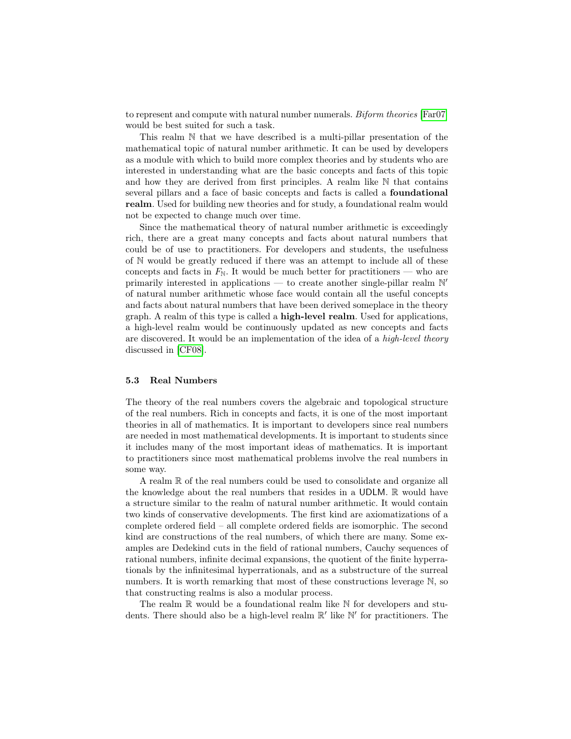to represent and compute with natural number numerals. *Biform theories* [Far07] would be best suited for such a task.

This realm $\mathbb{N}$ that we have described is a multi-pillar presentation of the mathematical topic of natural number arithmetic. It can be used by developers as a module with which to build more complex theories and by students who are interested in understanding what are the basic concepts and facts of this topic and how they are derived from first principles. A realm like $\mathbb{N}$ that contains several pillars and a face of basic concepts and facts is called a **foundational realm**. Used for building new theories and for study, a foundational realm would not be expected to change much over time.

Since the mathematical theory of natural number arithmetic is exceedingly rich, there are a great many concepts and facts about natural numbers that could be of use to practitioners. For developers and students, the usefulness of $\mathbb{N}$ would be greatly reduced if there was an attempt to include all of these concepts and facts in $F_{\mathbb{N}}$. It would be much better for practitioners — who are primarily interested in applications — to create another single-pillar realm $\mathbb{N}'$ of natural number arithmetic whose face would contain all the useful concepts and facts about natural numbers that have been derived someplace in the theory graph. A realm of this type is called a **high-level realm**. Used for applications, a high-level realm would be continuously updated as new concepts and facts are discovered. It would be an implementation of the idea of a *high-level theory* discussed in [CF08].

### 5.3 Real Numbers

The theory of the real numbers covers the algebraic and topological structure of the real numbers. Rich in concepts and facts, it is one of the most important theories in all of mathematics. It is important to developers since real numbers are needed in most mathematical developments. It is important to students since it includes many of the most important ideas of mathematics. It is important to practitioners since most mathematical problems involve the real numbers in some way.

A realm $\mathbb{R}$ of the real numbers could be used to consolidate and organize all the knowledge about the real numbers that resides in a UDLM. $\mathbb{R}$ would have a structure similar to the realm of natural number arithmetic. It would contain two kinds of conservative developments. The first kind are axiomatizations of a complete ordered field – all complete ordered fields are isomorphic. The second kind are constructions of the real numbers, of which there are many. Some examples are Dedekind cuts in the field of rational numbers, Cauchy sequences of rational numbers, infinite decimal expansions, the quotient of the finite hyperrationals by the infinitesimal hyperrationals, and as a substructure of the surreal numbers. It is worth remarking that most of these constructions leverage $\mathbb{N}$, so that constructing realms is also a modular process.

The realm $\mathbb{R}$ would be a foundational realm like $\mathbb{N}$ for developers and students. There should also be a high-level realm $\mathbb{R}'$ like $\mathbb{N}'$ for practitioners. The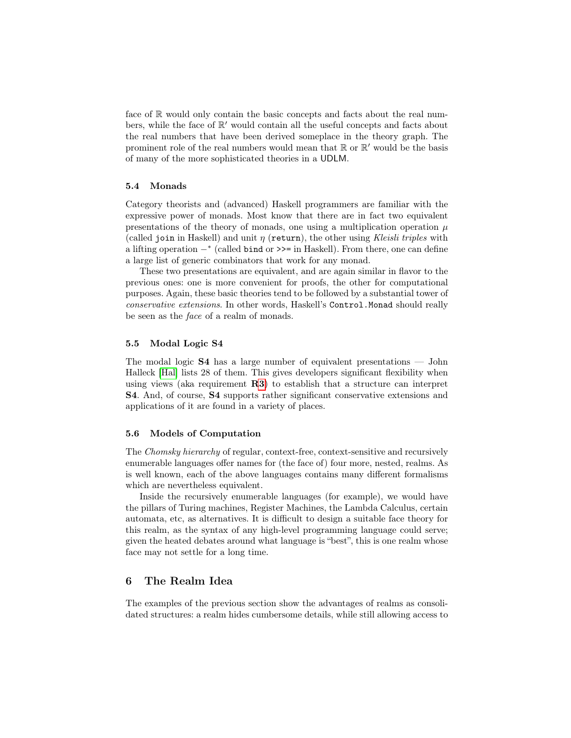face of $\mathbb{R}$ would only contain the basic concepts and facts about the real numbers, while the face of $\mathbb{R}'$ would contain all the useful concepts and facts about the real numbers that have been derived someplace in the theory graph. The prominent role of the real numbers would mean that $\mathbb{R}$ or $\mathbb{R}'$ would be the basis of many of the more sophisticated theories in a UDLM.

### 5.4 Monads

Category theorists and (advanced) Haskell programmers are familiar with the expressive power of monads. Most know that there are in fact two equivalent presentations of the theory of monads, one using a multiplication operation $\mu$ (called `join` in Haskell) and unit $\eta$ (`return`), the other using *Kleisli triples* with a lifting operation $-^*$ (called `bind` or `>>=` in Haskell). From there, one can define a large list of generic combinators that work for any monad.

These two presentations are equivalent, and are again similar in flavor to the previous ones: one is more convenient for proofs, the other for computational purposes. Again, these basic theories tend to be followed by a substantial tower of *conservative extensions*. In other words, Haskell's `Control.Monad` should really be seen as the *face* of a realm of monads.

### 5.5 Modal Logic S4

The modal logic **S4** has a large number of equivalent presentations — John Halleck [Hal] lists 28 of them. This gives developers significant flexibility when using views (aka requirement **R3**) to establish that a structure can interpret **S4**. And, of course, **S4** supports rather significant conservative extensions and applications of it are found in a variety of places.

### 5.6 Models of Computation

The *Chomsky hierarchy* of regular, context-free, context-sensitive and recursively enumerable languages offer names for (the face of) four more, nested, realms. As is well known, each of the above languages contains many different formalisms which are nevertheless equivalent.

Inside the recursively enumerable languages (for example), we would have the pillars of Turing machines, Register Machines, the Lambda Calculus, certain automata, etc, as alternatives. It is difficult to design a suitable face theory for this realm, as the syntax of any high-level programming language could serve; given the heated debates around what language is "best", this is one realm whose face may not settle for a long time.

## 6 The Realm Idea

The examples of the previous section show the advantages of realms as consolidated structures: a realm hides cumbersome details, while still allowing access to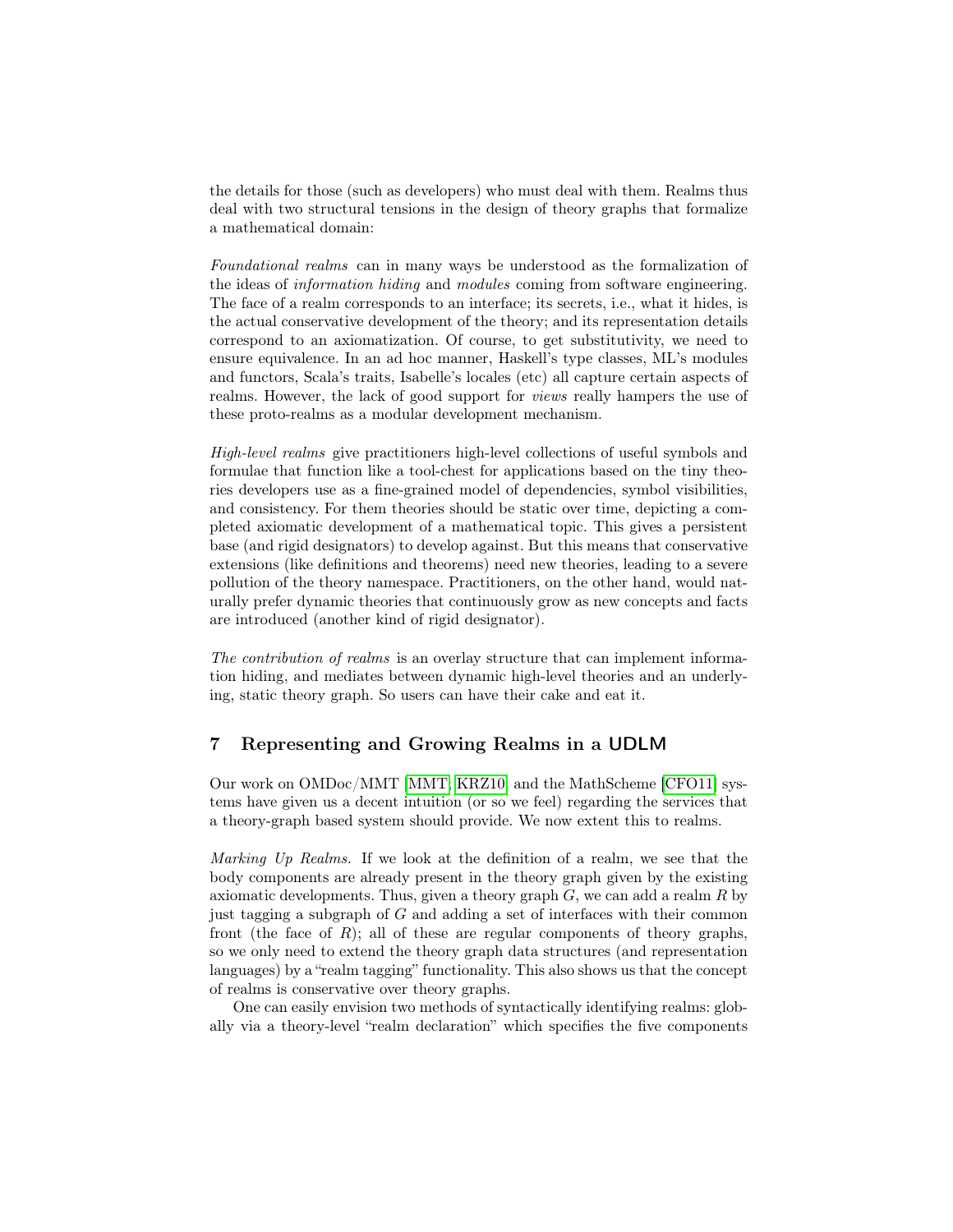the details for those (such as developers) who must deal with them. Realms thus deal with two structural tensions in the design of theory graphs that formalize a mathematical domain:

*Foundational realms* can in many ways be understood as the formalization of the ideas of *information hiding* and *modules* coming from software engineering. The face of a realm corresponds to an interface; its secrets, i.e., what it hides, is the actual conservative development of the theory; and its representation details correspond to an axiomatization. Of course, to get substitutivity, we need to ensure equivalence. In an ad hoc manner, Haskell's type classes, ML's modules and functors, Scala's traits, Isabelle's locales (etc) all capture certain aspects of realms. However, the lack of good support for *views* really hampers the use of these proto-realms as a modular development mechanism.

*High-level realms* give practitioners high-level collections of useful symbols and formulae that function like a tool-chest for applications based on the tiny theories developers use as a fine-grained model of dependencies, symbol visibilities, and consistency. For them theories should be static over time, depicting a completed axiomatic development of a mathematical topic. This gives a persistent base (and rigid designators) to develop against. But this means that conservative extensions (like definitions and theorems) need new theories, leading to a severe pollution of the theory namespace. Practitioners, on the other hand, would naturally prefer dynamic theories that continuously grow as new concepts and facts are introduced (another kind of rigid designator).

*The contribution of realms* is an overlay structure that can implement information hiding, and mediates between dynamic high-level theories and an underlying, static theory graph. So users can have their cake and eat it.

## 7 Representing and Growing Realms in a UDLM

Our work on OMDoc/MMT [MMT, KRZ10] and the MathScheme [CFO11] systems have given us a decent intuition (or so we feel) regarding the services that a theory-graph based system should provide. We now extent this to realms.

*Marking Up Realms.* If we look at the definition of a realm, we see that the body components are already present in the theory graph given by the existing axiomatic developments. Thus, given a theory graph $G$, we can add a realm $R$ by just tagging a subgraph of $G$ and adding a set of interfaces with their common front (the face of $R$); all of these are regular components of theory graphs, so we only need to extend the theory graph data structures (and representation languages) by a "realm tagging" functionality. This also shows us that the concept of realms is conservative over theory graphs.

One can easily envision two methods of syntactically identifying realms: globally via a theory-level "realm declaration" which specifies the five components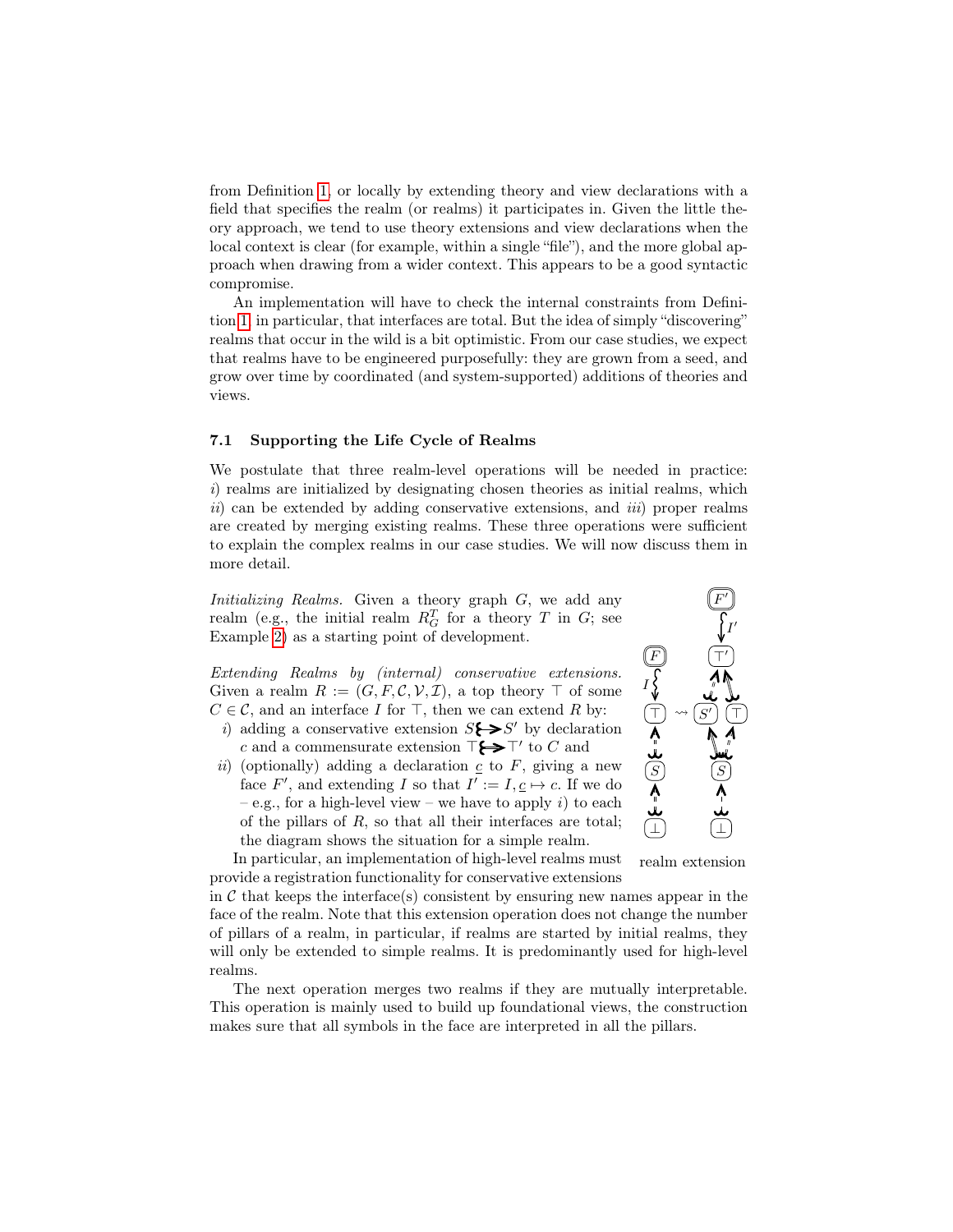from Definition 1, or locally by extending theory and view declarations with a field that specifies the realm (or realms) it participates in. Given the little theory approach, we tend to use theory extensions and view declarations when the local context is clear (for example, within a single "file"), and the more global approach when drawing from a wider context. This appears to be a good syntactic compromise.

An implementation will have to check the internal constraints from Definition 1, in particular, that interfaces are total. But the idea of simply "discovering" realms that occur in the wild is a bit optimistic. From our case studies, we expect that realms have to be engineered purposefully: they are grown from a seed, and grow over time by coordinated (and system-supported) additions of theories and views.

### 7.1 Supporting the Life Cycle of Realms

We postulate that three realm-level operations will be needed in practice: *i*) realms are initialized by designating chosen theories as initial realms, which *ii*) can be extended by adding conservative extensions, and *iii*) proper realms are created by merging existing realms. These three operations were sufficient to explain the complex realms in our case studies. We will now discuss them in more detail.

*Initializing Realms.* Given a theory graph $G$, we add any realm (e.g., the initial realm $R_G^T$ for a theory $T$ in $G$; see Example 2) as a starting point of development.

*Extending Realms by (internal) conservative extensions.* Given a realm $R := (G, F, \mathcal{C}, \mathcal{V}, \mathcal{I})$, a top theory $\top$ of some $C \in \mathcal{C}$, and an interface $I$ for $\top$, then we can extend $R$ by:

*i*) adding a conservative extension $S \leftrightarrow S'$ by declaration $c$ and a commensurate extension $\top \leftrightarrow \top'$ to $C$ and

*ii*) (optionally) adding a declaration $\underline{c}$ to $F$, giving a new face $F'$, and extending $I$ so that $I' := I, \underline{c} \mapsto c$. If we do – e.g., for a high-level view – we have to apply *i*) to each of the pillars of $R$, so that all their interfaces are total; the diagram shows the situation for a simple realm.

realm extension

In particular, an implementation of high-level realms must provide a registration functionality for conservative extensions in $\mathcal{C}$ that keeps the interface(s) consistent by ensuring new names appear in the face of the realm. Note that this extension operation does not change the number of pillars of a realm, in particular, if realms are started by initial realms, they will only be extended to simple realms. It is predominantly used for high-level realms.

The next operation merges two realms if they are mutually interpretable. This operation is mainly used to build up foundational views, the construction makes sure that all symbols in the face are interpreted in all the pillars.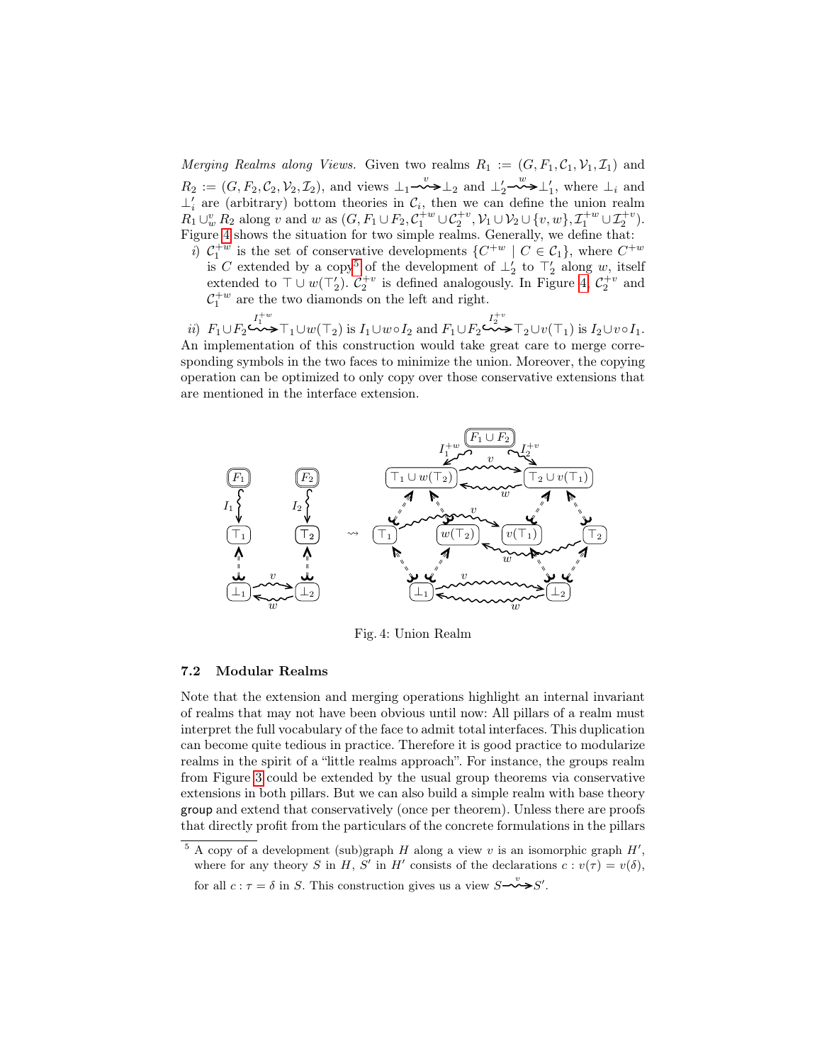*Merging Realms along Views.* Given two realms $R_1 := (G, F_1, \mathcal{C}_1, \mathcal{V}_1, \mathcal{I}_1)$ and $R_2 := (G, F_2, \mathcal{C}_2, \mathcal{V}_2, \mathcal{I}_2)$, and views $\bot_1 \overset{v}{\rightsquigarrow} \bot_2$ and $\bot_2' \overset{w}{\rightsquigarrow} \bot_1'$, where $\bot_i$ and $\bot_i'$ are (arbitrary) bottom theories in $\mathcal{C}_i$, then we can define the union realm $R_1 \cup_w^v R_2$ along $v$ and $w$ as $(G, F_1 \cup F_2, \mathcal{C}_1^{+w} \cup \mathcal{C}_2^{+v}, \mathcal{V}_1 \cup \mathcal{V}_2 \cup \{v, w\}, \mathcal{I}_1^{+w} \cup \mathcal{I}_2^{+v})$. Figure 4 shows the situation for two simple realms. Generally, we define that:

*i)* $\mathcal{C}_1^{+w}$ is the set of conservative developments $\{C^{+w} \mid C \in \mathcal{C}_1\}$, where $C^{+w}$ is $C$ extended by a copy[5] of the development of $\bot_2'$ to $\top_2'$ along $w$, itself extended to $\top \cup w(\top_2')$. $\mathcal{C}_2^{+v}$ is defined analogously. In Figure 4, $\mathcal{C}_2^{+v}$ and $\mathcal{C}_1^{+w}$ are the two diamonds on the left and right.

*ii)* $F_1 \cup F_2 \overset{I_1^{+w}}{\hookrightarrow} \top_1 \cup w(\top_2)$ is $I_1 \cup w \circ I_2$ and $F_1 \cup F_2 \overset{I_2^{+v}}{\hookrightarrow} \top_2 \cup v(\top_1)$ is $I_2 \cup v \circ I_1$.

An implementation of this construction would take great care to merge corresponding symbols in the two faces to minimize the union. Moreover, the copying operation can be optimized to only copy over those conservative extensions that are mentioned in the interface extension.

Fig. 4: Union Realm

### 7.2 Modular Realms

Note that the extension and merging operations highlight an internal invariant of realms that may not have been obvious until now: All pillars of a realm must interpret the full vocabulary of the face to admit total interfaces. This duplication can become quite tedious in practice. Therefore it is good practice to modularize realms in the spirit of a "little realms approach". For instance, the groups realm from Figure 3 could be extended by the usual group theorems via conservative extensions in both pillars. But we can also build a simple realm with base theory group and extend that conservatively (once per theorem). Unless there are proofs that directly profit from the particulars of the concrete formulations in the pillars

[5] A copy of a development (sub)graph $H$ along a view $v$ is an isomorphic graph $H'$, where for any theory $S$ in $H$, $S'$ in $H'$ consists of the declarations $c : v(\tau) = v(\delta)$, for all $c : \tau = \delta$ in $S$. This construction gives us a view $S \overset{v}{\rightsquigarrow} S'$.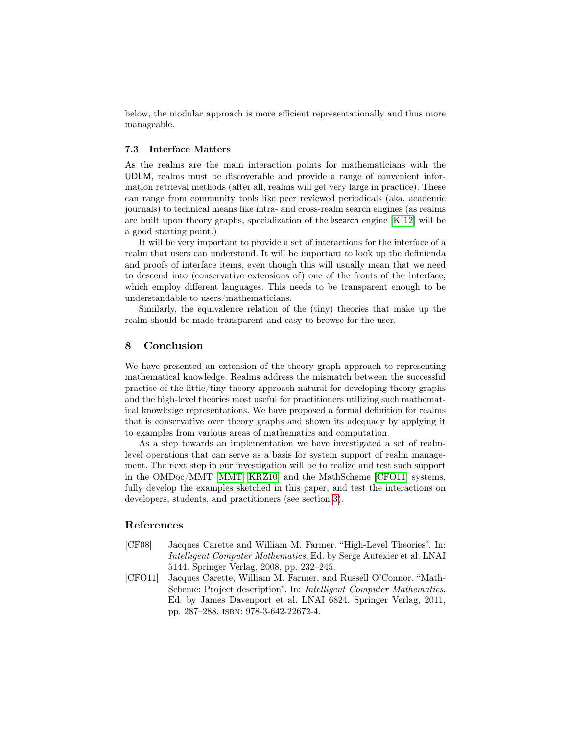below, the modular approach is more efficient representationally and thus more manageable.

### 7.3 Interface Matters

As the realms are the main interaction points for mathematicians with the UDLM, realms must be discoverable and provide a range of convenient information retrieval methods (after all, realms will get very large in practice). These can range from community tools like peer reviewed periodicals (aka. academic journals) to technical means like intra- and cross-realm search engines (as realms are built upon theory graphs, specialization of the ♭search engine [KI12] will be a good starting point.)

It will be very important to provide a set of interactions for the interface of a realm that users can understand. It will be important to look up the definienda and proofs of interface items, even though this will usually mean that we need to descend into (conservative extensions of) one of the fronts of the interface, which employ different languages. This needs to be transparent enough to be understandable to users/mathematicians.

Similarly, the equivalence relation of the (tiny) theories that make up the realm should be made transparent and easy to browse for the user.

## 8 Conclusion

We have presented an extension of the theory graph approach to representing mathematical knowledge. Realms address the mismatch between the successful practice of the little/tiny theory approach natural for developing theory graphs and the high-level theories most useful for practitioners utilizing such mathematical knowledge representations. We have proposed a formal definition for realms that is conservative over theory graphs and shown its adequacy by applying it to examples from various areas of mathematics and computation.

As a step towards an implementation we have investigated a set of realm-level operations that can serve as a basis for system support of realm management. The next step in our investigation will be to realize and test such support in the OMDoc/MMT [MMT; KRZ10] and the MathScheme [CFO11] systems, fully develop the examples sketched in this paper, and test the interactions on developers, students, and practitioners (see section 3).

## References

[CF08] Jacques Carette and William M. Farmer. "High-Level Theories". In: *Intelligent Computer Mathematics*. Ed. by Serge Autexier et al. LNAI 5144. Springer Verlag, 2008, pp. 232–245.

[CFO11] Jacques Carette, William M. Farmer, and Russell O'Connor. "MathScheme: Project description". In: *Intelligent Computer Mathematics*. Ed. by James Davenport et al. LNAI 6824. Springer Verlag, 2011, pp. 287–288. ISBN: 978-3-642-22672-4.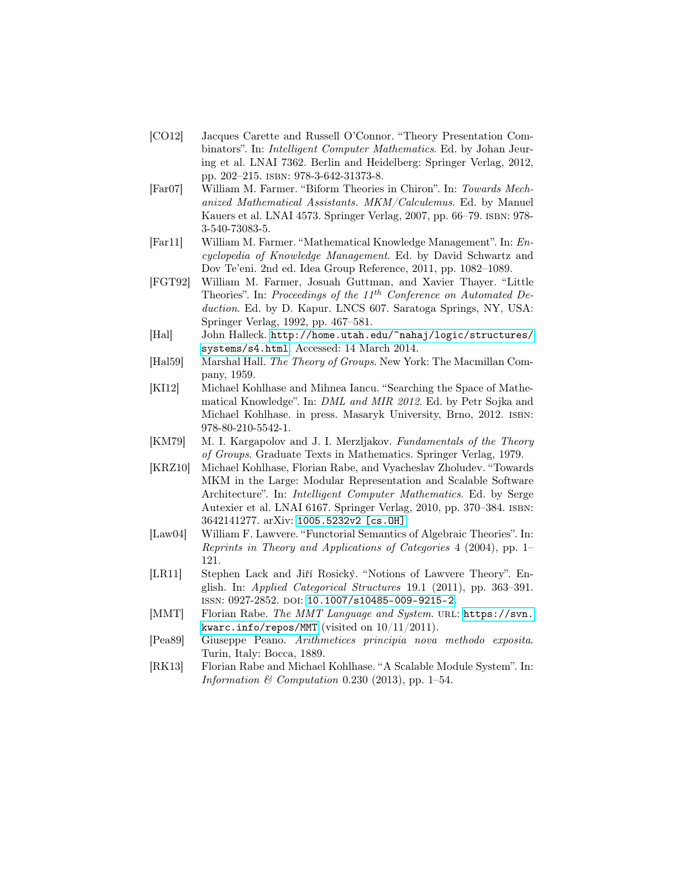[CO12] Jacques Carette and Russell O'Connor. "Theory Presentation Combinators". In: *Intelligent Computer Mathematics*. Ed. by Johan Jeuring et al. LNAI 7362. Berlin and Heidelberg: Springer Verlag, 2012, pp. 202–215. ISBN: 978-3-642-31373-8.

[Far07] William M. Farmer. "Biform Theories in Chiron". In: *Towards Mechanized Mathematical Assistants. MKM/Calculemus*. Ed. by Manuel Kauers et al. LNAI 4573. Springer Verlag, 2007, pp. 66–79. ISBN: 978-3-540-73083-5.

[Far11] William M. Farmer. "Mathematical Knowledge Management". In: *Encyclopedia of Knowledge Management*. Ed. by David Schwartz and Dov Te'eni. 2nd ed. Idea Group Reference, 2011, pp. 1082–1089.

[FGT92] William M. Farmer, Josuah Guttman, and Xavier Thayer. "Little Theories". In: *Proceedings of the 11th Conference on Automated Deduction*. Ed. by D. Kapur. LNCS 607. Saratoga Springs, NY, USA: Springer Verlag, 1992, pp. 467–581.

[Hal] John Halleck. `http://home.utah.edu/~nahaj/logic/structures/systems/s4.html`. Accessed: 14 March 2014.

[Hal59] Marshal Hall. *The Theory of Groups*. New York: The Macmillan Company, 1959.

[KI12] Michael Kohlhase and Mihnea Iancu. "Searching the Space of Mathematical Knowledge". In: *DML and MIR 2012*. Ed. by Petr Sojka and Michael Kohlhase. in press. Masaryk University, Brno, 2012. ISBN: 978-80-210-5542-1.

[KM79] M. I. Kargapolov and J. I. Merzljakov. *Fundamentals of the Theory of Groups*. Graduate Texts in Mathematics. Springer Verlag, 1979.

[KRZ10] Michael Kohlhase, Florian Rabe, and Vyacheslav Zholudev. "Towards MKM in the Large: Modular Representation and Scalable Software Architecture". In: *Intelligent Computer Mathematics*. Ed. by Serge Autexier et al. LNAI 6167. Springer Verlag, 2010, pp. 370–384. ISBN: 3642141277. arXiv: `1005.5232v2 [cs.OH]`.

[Law04] William F. Lawvere. "Functorial Semantics of Algebraic Theories". In: *Reprints in Theory and Applications of Categories* 4 (2004), pp. 1–121.

[LR11] Stephen Lack and Jiří Rosický. "Notions of Lawvere Theory". English. In: *Applied Categorical Structures* 19.1 (2011), pp. 363–391. ISSN: 0927-2852. DOI: `10.1007/s10485-009-9215-2`.

[MMT] Florian Rabe. *The MMT Language and System*. URL: `https://svn.kwarc.info/repos/MMT` (visited on 10/11/2011).

[Pea89] Giuseppe Peano. *Arithmetices principia nova methodo exposita*. Turin, Italy: Bocca, 1889.

[RK13] Florian Rabe and Michael Kohlhase. "A Scalable Module System". In: *Information & Computation* 0.230 (2013), pp. 1–54.